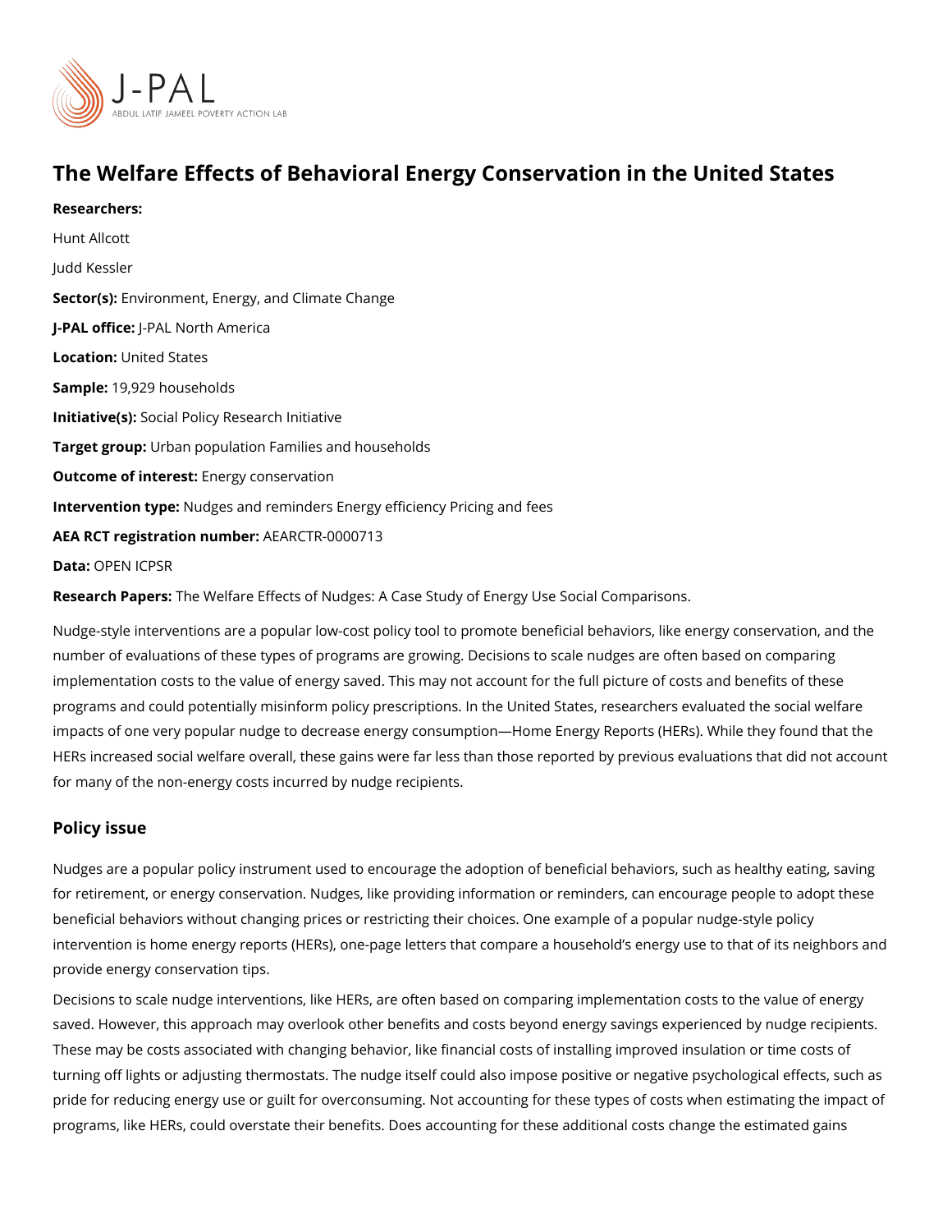# The Welfare Effects of Behavioral Energy Conservation in the United States

**Researchers:**

Hunt Allcott

Judd Kessler

**Sector(s):** Environment, Energy, and Climate Change

**J-PAL office:** J-PAL North America

**Location:** United States

**Sample:** 19,929 households

**Initiative(s):** Social Policy Research Initiative

**Target group:** Urban population Families and households

**Outcome of interest:** Energy conservation

**Intervention type:** Nudges and reminders Energy efficiency Pricing and fees

**AEA RCT registration number:** AEARCTR-0000713

**Data:** OPEN ICPSR

**Research Papers:** The Welfare Effects of Nudges: A Case Study of Energy Use Social Comparisons.

Nudge-style interventions are a popular low-cost policy tool to promote beneficial behaviors, like energy conservation, and the number of evaluations of these types of programs are growing. Decisions to scale nudges are often based on comparing implementation costs to the value of energy saved. This may not account for the full picture of costs and benefits of these programs and could potentially misinform policy prescriptions. In the United States, researchers evaluated the social welfare impacts of one very popular nudge to decrease energy consumption—Home Energy Reports (HERs). While they found that the HERs increased social welfare overall, these gains were far less than those reported by previous evaluations that did not account for many of the non-energy costs incurred by nudge recipients.

## Policy issue

Nudges are a popular policy instrument used to encourage the adoption of beneficial behaviors, such as healthy eating, saving for retirement, or energy conservation. Nudges, like providing information or reminders, can encourage people to adopt these beneficial behaviors without changing prices or restricting their choices. One example of a popular nudge-style policy intervention is home energy reports (HERs), one-page letters that compare a household's energy use to that of its neighbors and provide energy conservation tips.

Decisions to scale nudge interventions, like HERs, are often based on comparing implementation costs to the value of energy saved. However, this approach may overlook other benefits and costs beyond energy savings experienced by nudge recipients. These may be costs associated with changing behavior, like financial costs of installing improved insulation or time costs of turning off lights or adjusting thermostats. The nudge itself could also impose positive or negative psychological effects, such as pride for reducing energy use or guilt for overconsuming. Not accounting for these types of costs when estimating the impact of programs, like HERs, could overstate their benefits. Does accounting for these additional costs change the estimated gains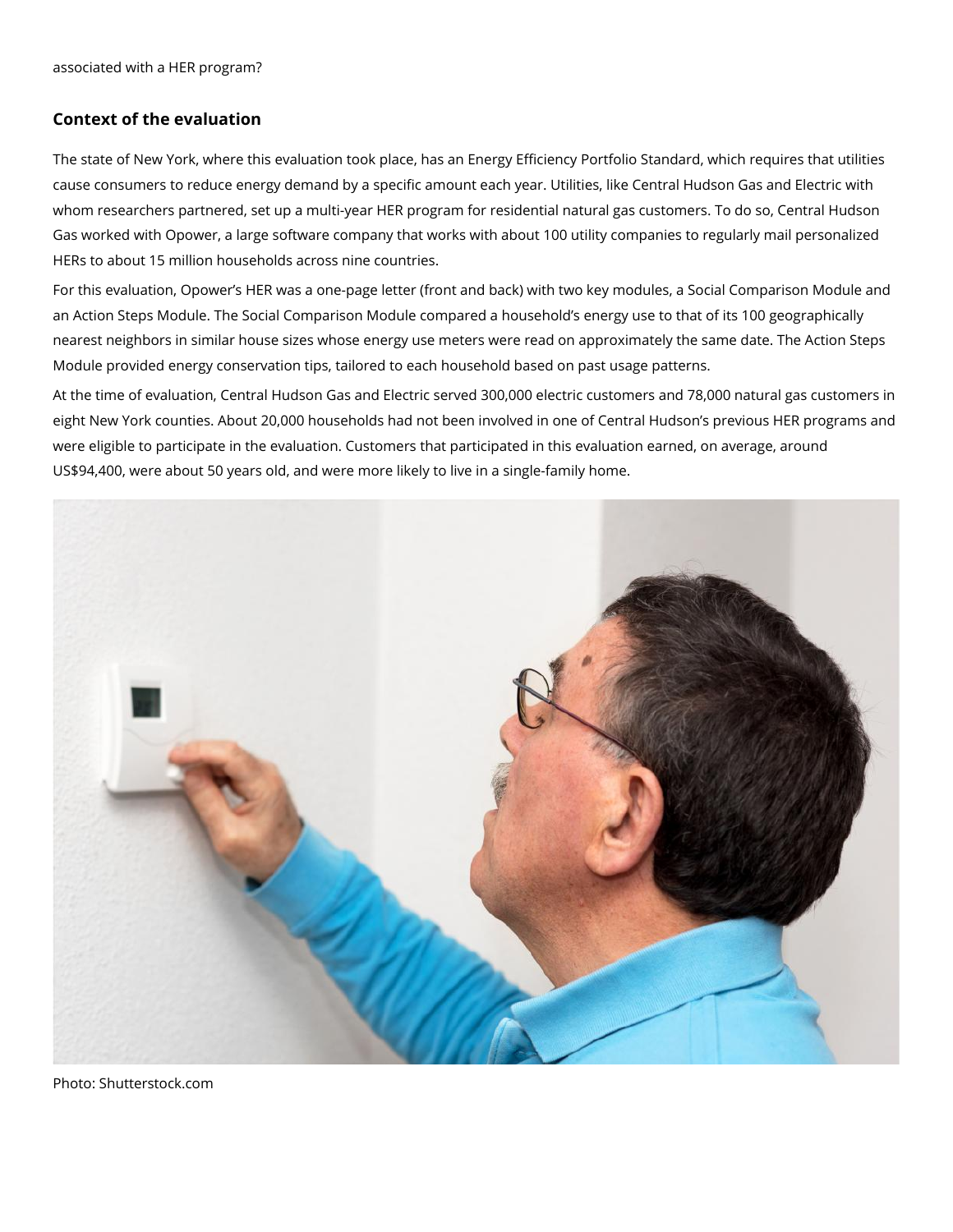associated with a HER program?

## Context of the evaluation

The state of New York, where this evaluation took place, has an Energy Efficiency Portfolio Standard, which requires that utilities cause consumers to reduce energy demand by a specific amount each year. Utilities, like Central Hudson Gas and Electric with whom researchers partnered, set up a multi-year HER program for residential natural gas customers. To do so, Central Hudson Gas worked with Opower, a large software company that works with about 100 utility companies to regularly mail personalized HERs to about 15 million households across nine countries.

For this evaluation, Opower's HER was a one-page letter (front and back) with two key modules, a Social Comparison Module and an Action Steps Module. The Social Comparison Module compared a household's energy use to that of its 100 geographically nearest neighbors in similar house sizes whose energy use meters were read on approximately the same date. The Action Steps Module provided energy conservation tips, tailored to each household based on past usage patterns.

At the time of evaluation, Central Hudson Gas and Electric served 300,000 electric customers and 78,000 natural gas customers in eight New York counties. About 20,000 households had not been involved in one of Central Hudson's previous HER programs and were eligible to participate in the evaluation. Customers that participated in this evaluation earned, on average, around US$94,400, were about 50 years old, and were more likely to live in a single-family home.

Photo: Shutterstock.com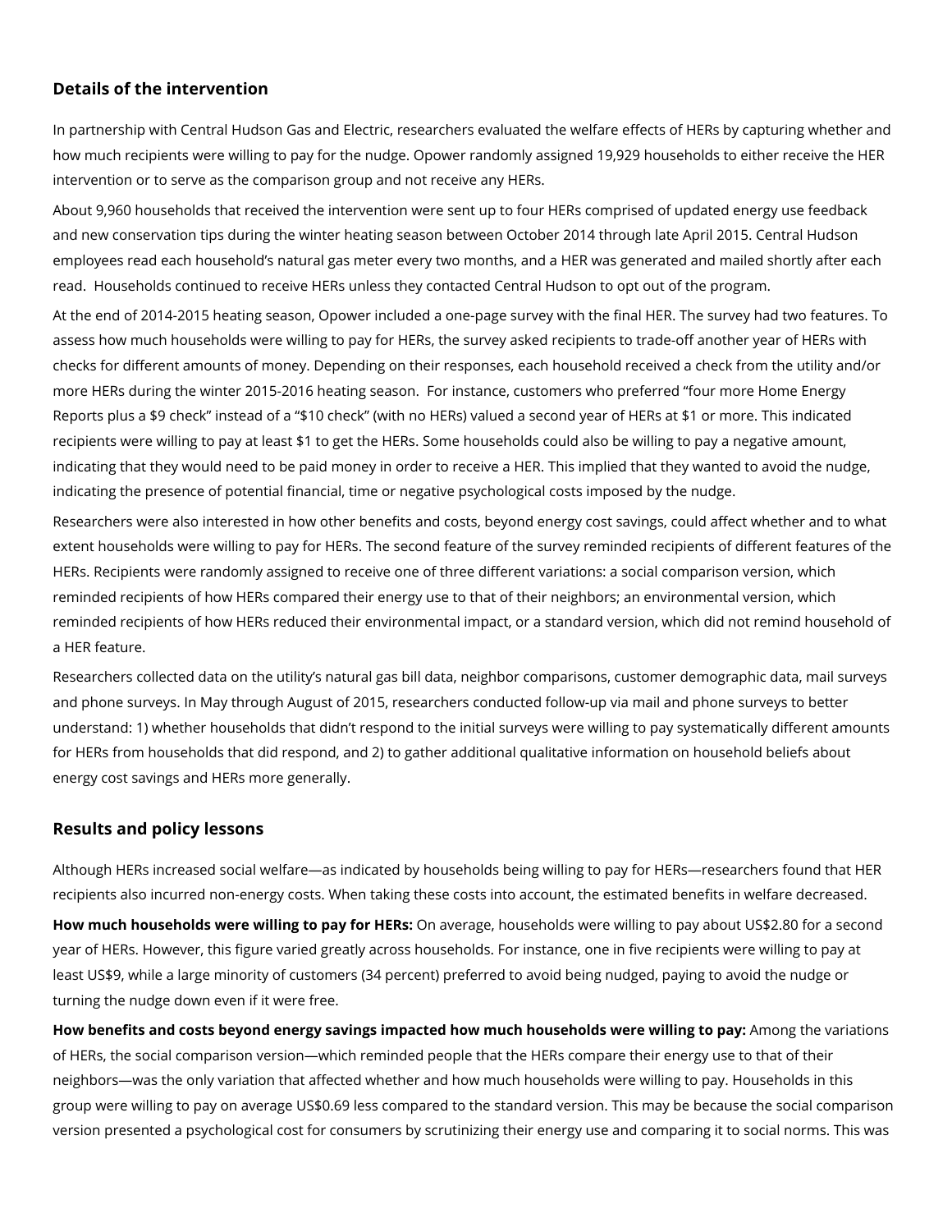## Details of the intervention

In partnership with Central Hudson Gas and Electric, researchers evaluated the welfare effects of HERs by capturing whether and how much recipients were willing to pay for the nudge. Opower randomly assigned 19,929 households to either receive the HER intervention or to serve as the comparison group and not receive any HERs.

About 9,960 households that received the intervention were sent up to four HERs comprised of updated energy use feedback and new conservation tips during the winter heating season between October 2014 through late April 2015. Central Hudson employees read each household's natural gas meter every two months, and a HER was generated and mailed shortly after each read. Households continued to receive HERs unless they contacted Central Hudson to opt out of the program.

At the end of 2014-2015 heating season, Opower included a one-page survey with the final HER. The survey had two features. To assess how much households were willing to pay for HERs, the survey asked recipients to trade-off another year of HERs with checks for different amounts of money. Depending on their responses, each household received a check from the utility and/or more HERs during the winter 2015-2016 heating season. For instance, customers who preferred "four more Home Energy Reports plus a $9 check" instead of a "$10 check" (with no HERs) valued a second year of HERs at $1 or more. This indicated recipients were willing to pay at least $1 to get the HERs. Some households could also be willing to pay a negative amount, indicating that they would need to be paid money in order to receive a HER. This implied that they wanted to avoid the nudge, indicating the presence of potential financial, time or negative psychological costs imposed by the nudge.

Researchers were also interested in how other benefits and costs, beyond energy cost savings, could affect whether and to what extent households were willing to pay for HERs. The second feature of the survey reminded recipients of different features of the HERs. Recipients were randomly assigned to receive one of three different variations: a social comparison version, which reminded recipients of how HERs compared their energy use to that of their neighbors; an environmental version, which reminded recipients of how HERs reduced their environmental impact, or a standard version, which did not remind household of a HER feature.

Researchers collected data on the utility's natural gas bill data, neighbor comparisons, customer demographic data, mail surveys and phone surveys. In May through August of 2015, researchers conducted follow-up via mail and phone surveys to better understand: 1) whether households that didn't respond to the initial surveys were willing to pay systematically different amounts for HERs from households that did respond, and 2) to gather additional qualitative information on household beliefs about energy cost savings and HERs more generally.

## Results and policy lessons

Although HERs increased social welfare—as indicated by households being willing to pay for HERs—researchers found that HER recipients also incurred non-energy costs. When taking these costs into account, the estimated benefits in welfare decreased.

**How much households were willing to pay for HERs:** On average, households were willing to pay about US$2.80 for a second year of HERs. However, this figure varied greatly across households. For instance, one in five recipients were willing to pay at least US$9, while a large minority of customers (34 percent) preferred to avoid being nudged, paying to avoid the nudge or turning the nudge down even if it were free.

**How benefits and costs beyond energy savings impacted how much households were willing to pay:** Among the variations of HERs, the social comparison version—which reminded people that the HERs compare their energy use to that of their neighbors—was the only variation that affected whether and how much households were willing to pay. Households in this group were willing to pay on average US$0.69 less compared to the standard version. This may be because the social comparison version presented a psychological cost for consumers by scrutinizing their energy use and comparing it to social norms. This was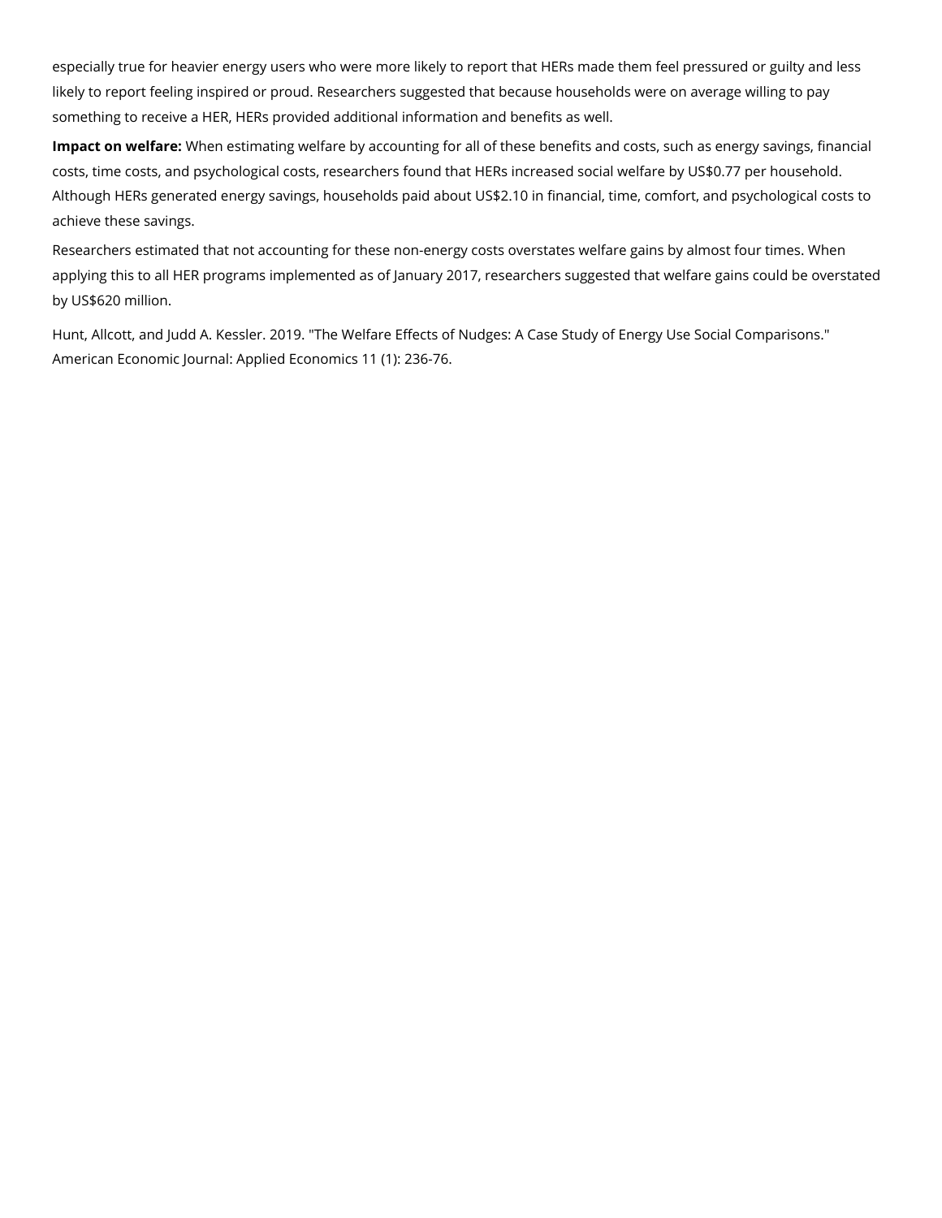especially true for heavier energy users who were more likely to report that HERs made them feel pressured or guilty and less likely to report feeling inspired or proud. Researchers suggested that because households were on average willing to pay something to receive a HER, HERs provided additional information and benefits as well.

**Impact on welfare:** When estimating welfare by accounting for all of these benefits and costs, such as energy savings, financial costs, time costs, and psychological costs, researchers found that HERs increased social welfare by US$0.77 per household. Although HERs generated energy savings, households paid about US$2.10 in financial, time, comfort, and psychological costs to achieve these savings.

Researchers estimated that not accounting for these non-energy costs overstates welfare gains by almost four times. When applying this to all HER programs implemented as of January 2017, researchers suggested that welfare gains could be overstated by US$620 million.

Hunt, Allcott, and Judd A. Kessler. 2019. "The Welfare Effects of Nudges: A Case Study of Energy Use Social Comparisons." American Economic Journal: Applied Economics 11 (1): 236-76.